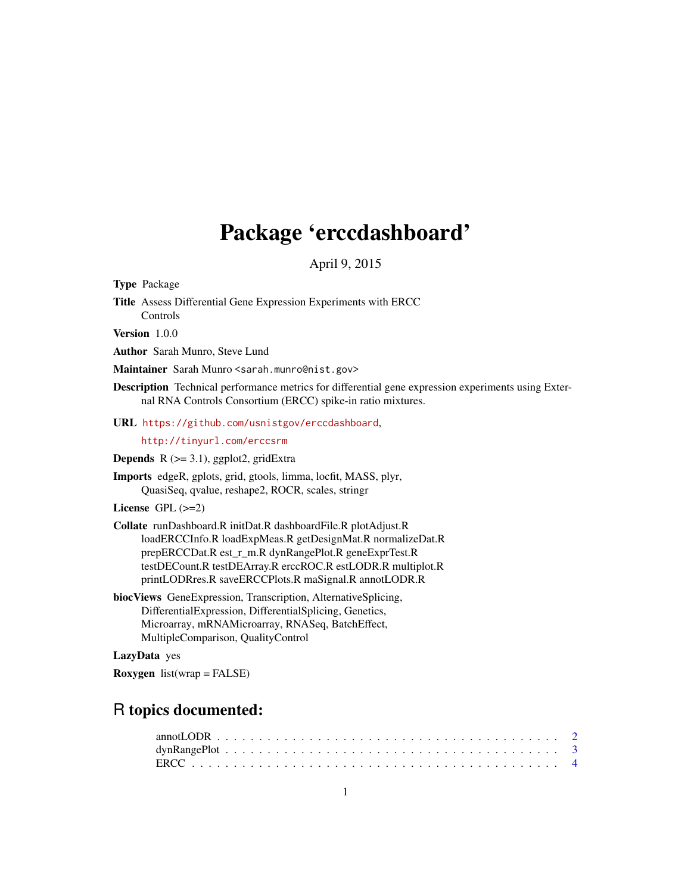# Package 'erccdashboard'

April 9, 2015

**Type** Package

**Title** Assess Differential Gene Expression Experiments with ERCC Controls

**Version** 1.0.0

**Author** Sarah Munro, Steve Lund

**Maintainer** Sarah Munro <sarah.munro@nist.gov>

**Description** Technical performance metrics for differential gene expression experiments using External RNA Controls Consortium (ERCC) spike-in ratio mixtures.

**URL** https://github.com/usnistgov/erccdashboard, http://tinyurl.com/erccsrm

**Depends** R (>= 3.1), ggplot2, gridExtra

**Imports** edgeR, gplots, grid, gtools, limma, locfit, MASS, plyr, QuasiSeq, qvalue, reshape2, ROCR, scales, stringr

**License** GPL (>=2)

**Collate** runDashboard.R initDat.R dashboardFile.R plotAdjust.R loadERCCInfo.R loadExpMeas.R getDesignMat.R normalizeDat.R prepERCCDat.R est_r_m.R dynRangePlot.R geneExprTest.R testDECount.R testDEArray.R erccROC.R estLODR.R multiplot.R printLODRres.R saveERCCPlots.R maSignal.R annotLODR.R

**biocViews** GeneExpression, Transcription, AlternativeSplicing, DifferentialExpression, DifferentialSplicing, Genetics, Microarray, mRNAMicroarray, RNASeq, BatchEffect, MultipleComparison, QualityControl

**LazyData** yes

**Roxygen** list(wrap = FALSE)

## R topics documented:

annotLODR . . . . . . . . . . . . . . . . . . . . . . . . . . . . . . . . . . . . . . . 2
dynRangePlot . . . . . . . . . . . . . . . . . . . . . . . . . . . . . . . . . . . . . . 3
ERCC . . . . . . . . . . . . . . . . . . . . . . . . . . . . . . . . . . . . . . . . . . 4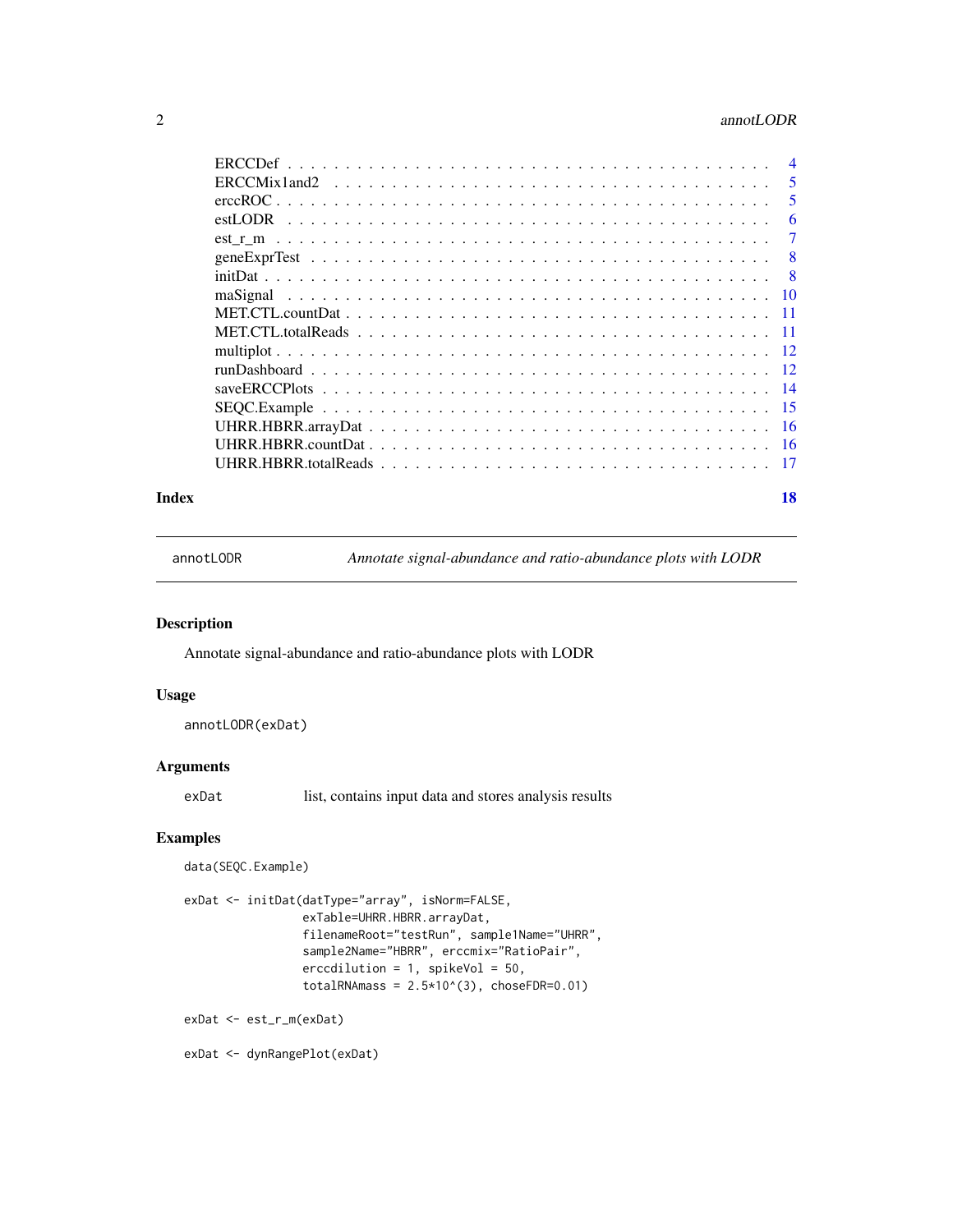| | |
|---|---|
| ERCCDef | 4 |
| ERCCMix1and2 | 5 |
| erccROC | 5 |
| estLODR | 6 |
| est_r_m | 7 |
| geneExprTest | 8 |
| initDat | 8 |
| maSignal | 10 |
| MET.CTL.countDat | 11 |
| MET.CTL.totalReads | 11 |
| multiplot | 12 |
| runDashboard | 12 |
| saveERCCPlots | 14 |
| SEQC.Example | 15 |
| UHRR.HBRR.arrayDat | 16 |
| UHRR.HBRR.countDat | 16 |
| UHRR.HBRR.totalReads | 17 |

**Index** **18**

---

## annotLODR — *Annotate signal-abundance and ratio-abundance plots with LODR*

### Description

Annotate signal-abundance and ratio-abundance plots with LODR

### Usage

```
annotLODR(exDat)
```

### Arguments

| | |
|---|---|
| exDat | list, contains input data and stores analysis results |

### Examples

```
data(SEQC.Example)

exDat <- initDat(datType="array", isNorm=FALSE,
                 exTable=UHRR.HBRR.arrayDat,
                 filenameRoot="testRun", sample1Name="UHRR",
                 sample2Name="HBRR", erccmix="RatioPair",
                 erccdilution = 1, spikeVol = 50,
                 totalRNAmass = 2.5*10^(3), choseFDR=0.01)

exDat <- est_r_m(exDat)

exDat <- dynRangePlot(exDat)
```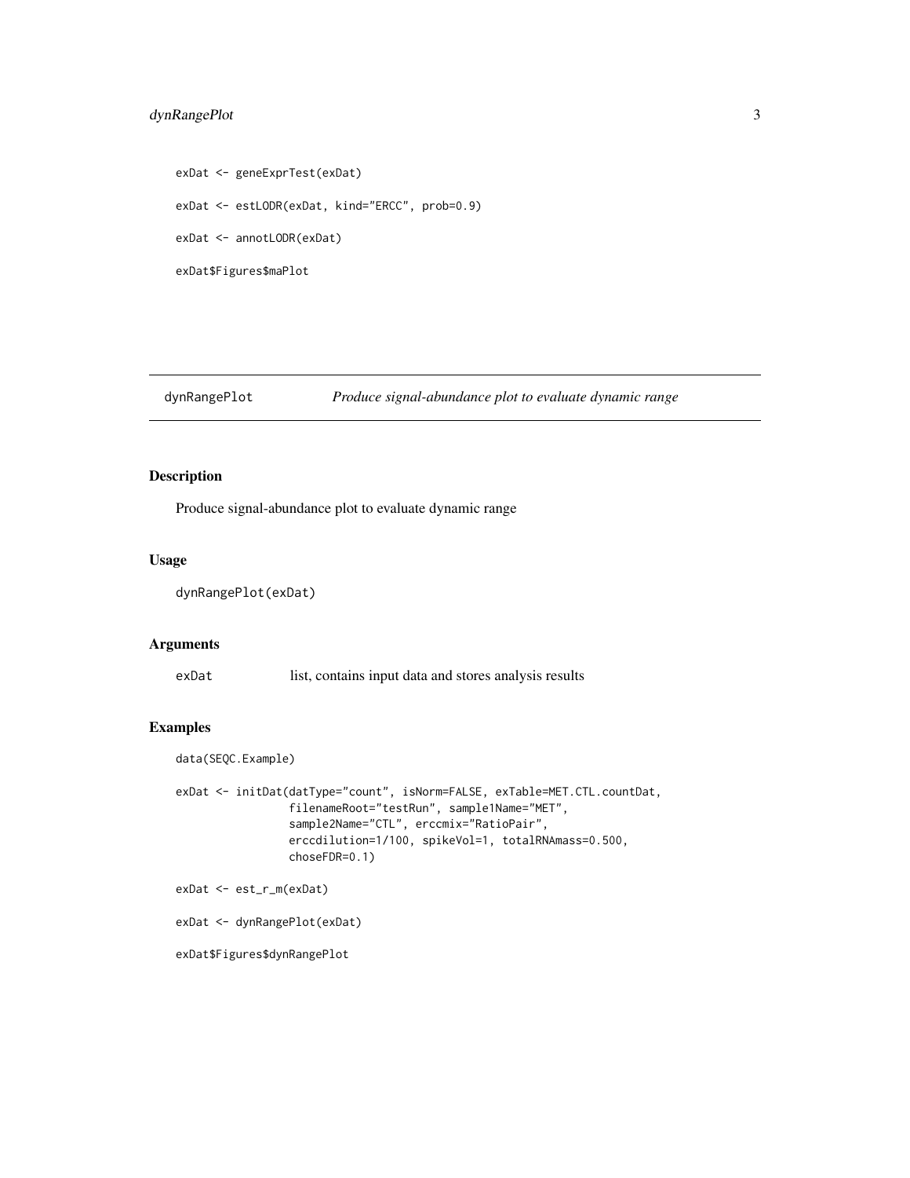```
exDat <- geneExprTest(exDat)

exDat <- estLODR(exDat, kind="ERCC", prob=0.9)

exDat <- annotLODR(exDat)

exDat$Figures$maPlot
```

---

## dynRangePlot — *Produce signal-abundance plot to evaluate dynamic range*

---

### Description

Produce signal-abundance plot to evaluate dynamic range

### Usage

```
dynRangePlot(exDat)
```

### Arguments

| | |
|---|---|
| `exDat` | list, contains input data and stores analysis results |

### Examples

```
data(SEQC.Example)

exDat <- initDat(datType="count", isNorm=FALSE, exTable=MET.CTL.countDat,
                 filenameRoot="testRun", sample1Name="MET",
                 sample2Name="CTL", erccmix="RatioPair",
                 erccdilution=1/100, spikeVol=1, totalRNAmass=0.500,
                 choseFDR=0.1)

exDat <- est_r_m(exDat)

exDat <- dynRangePlot(exDat)

exDat$Figures$dynRangePlot
```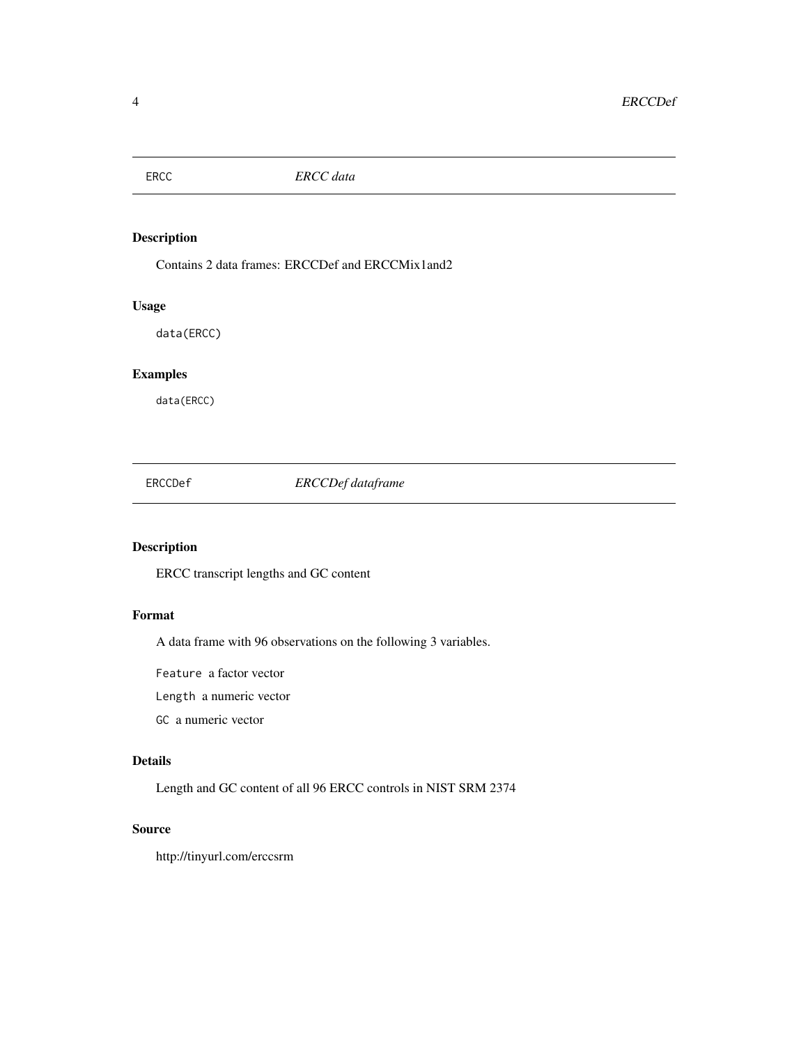## ERCC — *ERCC data*

### Description

Contains 2 data frames: ERCCDef and ERCCMix1and2

### Usage

```
data(ERCC)
```

### Examples

```
data(ERCC)
```

## ERCCDef — *ERCCDef dataframe*

### Description

ERCC transcript lengths and GC content

### Format

A data frame with 96 observations on the following 3 variables.

`Feature` a factor vector

`Length` a numeric vector

`GC` a numeric vector

### Details

Length and GC content of all 96 ERCC controls in NIST SRM 2374

### Source

http://tinyurl.com/erccsrm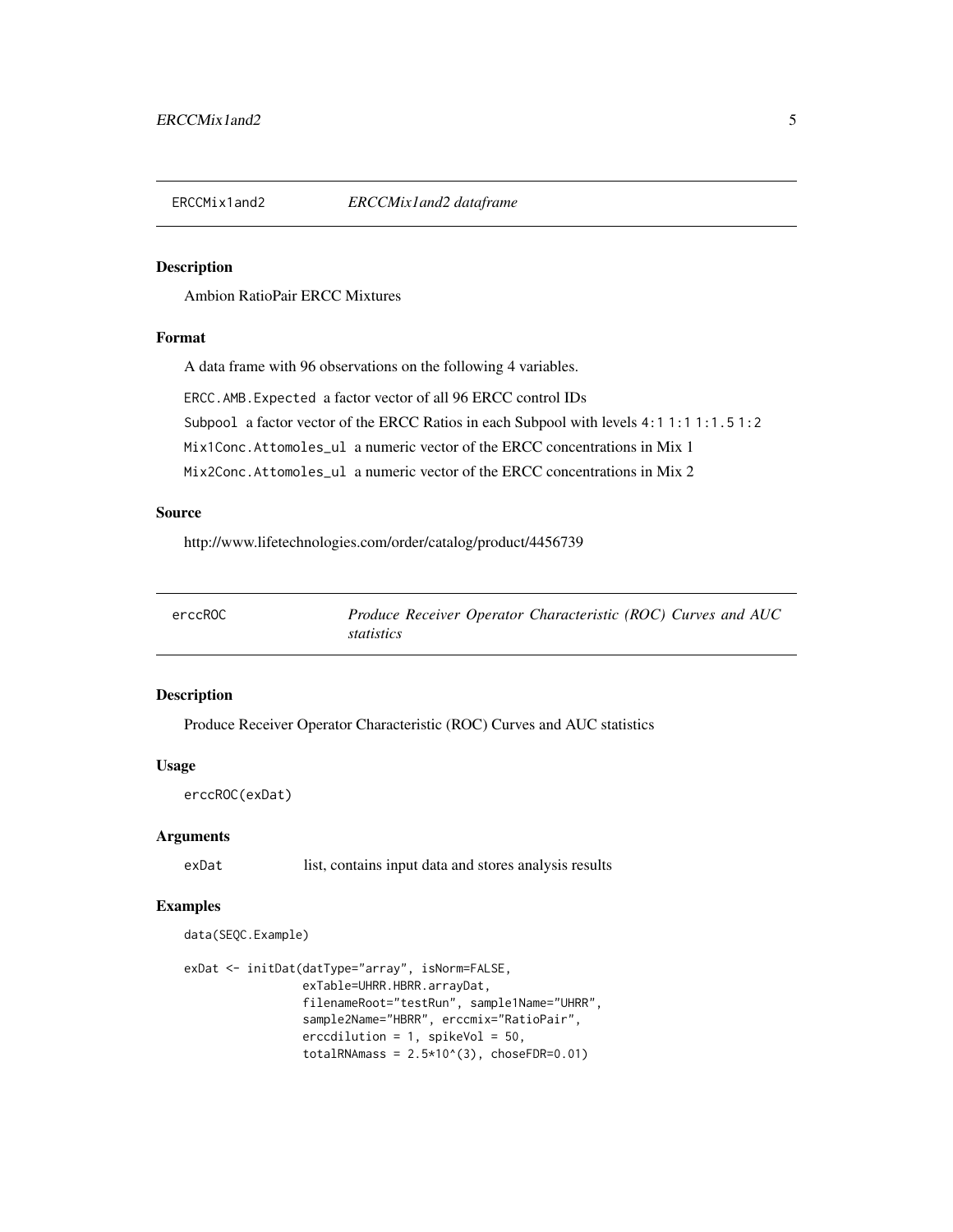## ERCCMix1and2 — *ERCCMix1and2 dataframe*

### Description

Ambion RatioPair ERCC Mixtures

### Format

A data frame with 96 observations on the following 4 variables.

`ERCC.AMB.Expected` a factor vector of all 96 ERCC control IDs

`Subpool` a factor vector of the ERCC Ratios in each Subpool with levels `4:1` `1:1` `1:1.5` `1:2`

`Mix1Conc.Attomoles_ul` a numeric vector of the ERCC concentrations in Mix 1

`Mix2Conc.Attomoles_ul` a numeric vector of the ERCC concentrations in Mix 2

### Source

http://www.lifetechnologies.com/order/catalog/product/4456739

## erccROC — *Produce Receiver Operator Characteristic (ROC) Curves and AUC statistics*

### Description

Produce Receiver Operator Characteristic (ROC) Curves and AUC statistics

### Usage

```
erccROC(exDat)
```

### Arguments

`exDat` list, contains input data and stores analysis results

### Examples

```
data(SEQC.Example)

exDat <- initDat(datType="array", isNorm=FALSE,
                 exTable=UHRR.HBRR.arrayDat,
                 filenameRoot="testRun", sample1Name="UHRR",
                 sample2Name="HBRR", erccmix="RatioPair",
                 erccdilution = 1, spikeVol = 50,
                 totalRNAmass = 2.5*10^(3), choseFDR=0.01)
```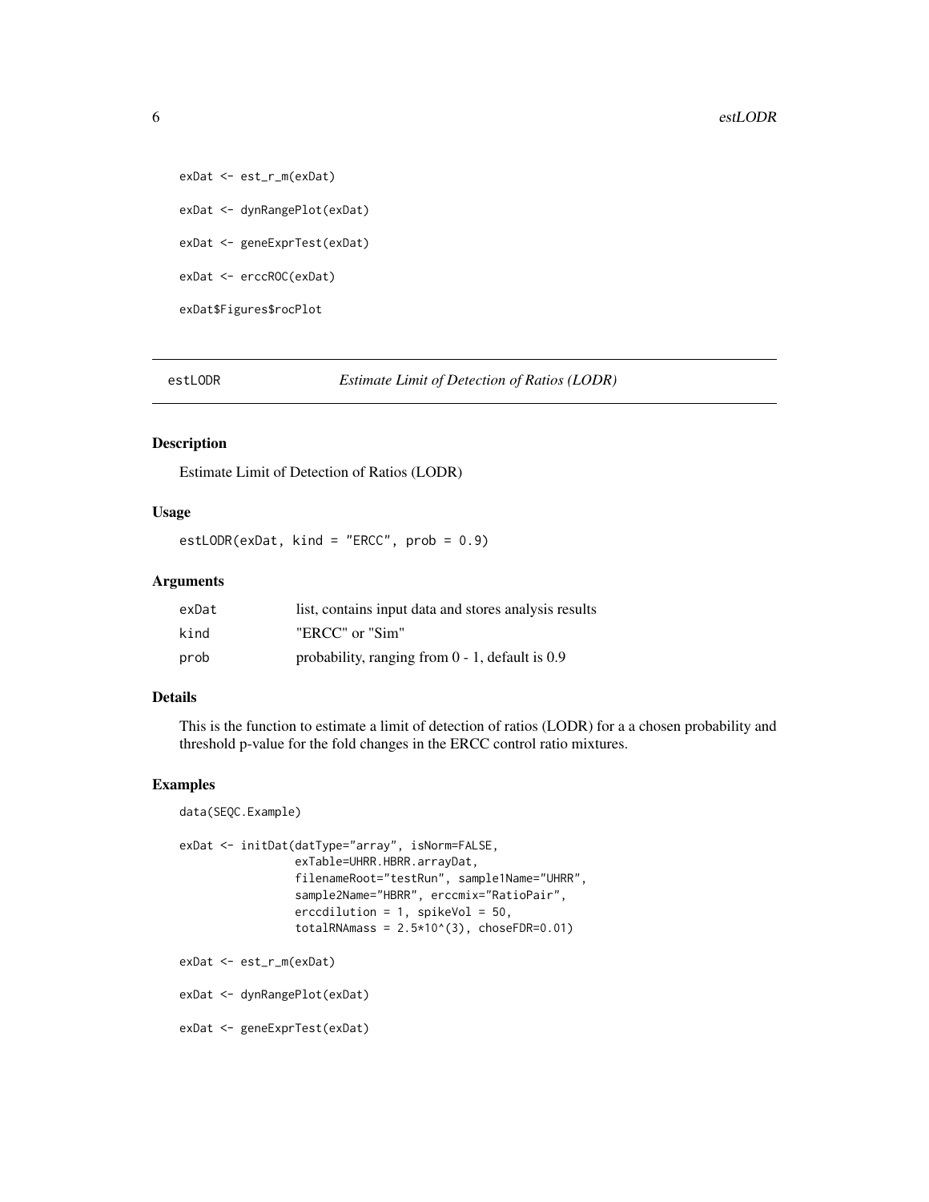```
exDat <- est_r_m(exDat)

exDat <- dynRangePlot(exDat)

exDat <- geneExprTest(exDat)

exDat <- erccROC(exDat)

exDat$Figures$rocPlot
```

---

## estLODR — *Estimate Limit of Detection of Ratios (LODR)*

### Description

Estimate Limit of Detection of Ratios (LODR)

### Usage

```
estLODR(exDat, kind = "ERCC", prob = 0.9)
```

### Arguments

| | |
|---|---|
| exDat | list, contains input data and stores analysis results |
| kind | "ERCC" or "Sim" |
| prob | probability, ranging from 0 - 1, default is 0.9 |

### Details

This is the function to estimate a limit of detection of ratios (LODR) for a a chosen probability and threshold p-value for the fold changes in the ERCC control ratio mixtures.

### Examples

```
data(SEQC.Example)

exDat <- initDat(datType="array", isNorm=FALSE,
                 exTable=UHRR.HBRR.arrayDat,
                 filenameRoot="testRun", sample1Name="UHRR",
                 sample2Name="HBRR", erccmix="RatioPair",
                 erccdilution = 1, spikeVol = 50,
                 totalRNAmass = 2.5*10^(3), choseFDR=0.01)

exDat <- est_r_m(exDat)

exDat <- dynRangePlot(exDat)

exDat <- geneExprTest(exDat)
```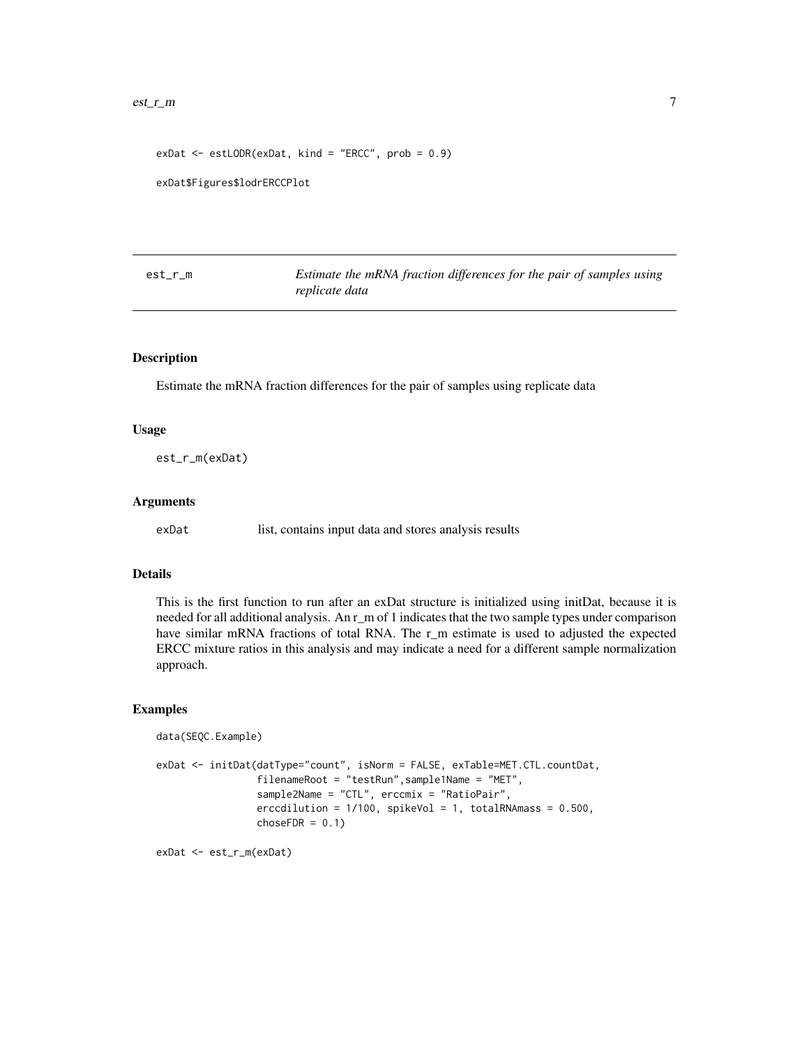```
exDat <- estLODR(exDat, kind = "ERCC", prob = 0.9)

exDat$Figures$lodrERCCPlot
```

---

## est_r_m — *Estimate the mRNA fraction differences for the pair of samples using replicate data*

---

### Description

Estimate the mRNA fraction differences for the pair of samples using replicate data

### Usage

```
est_r_m(exDat)
```

### Arguments

| | |
|---|---|
| exDat | list, contains input data and stores analysis results |

### Details

This is the first function to run after an exDat structure is initialized using initDat, because it is needed for all additional analysis. An r_m of 1 indicates that the two sample types under comparison have similar mRNA fractions of total RNA. The r_m estimate is used to adjusted the expected ERCC mixture ratios in this analysis and may indicate a need for a different sample normalization approach.

### Examples

```
data(SEQC.Example)

exDat <- initDat(datType="count", isNorm = FALSE, exTable=MET.CTL.countDat,
                 filenameRoot = "testRun",sample1Name = "MET",
                 sample2Name = "CTL", erccmix = "RatioPair",
                 erccdilution = 1/100, spikeVol = 1, totalRNAmass = 0.500,
                 choseFDR = 0.1)

exDat <- est_r_m(exDat)
```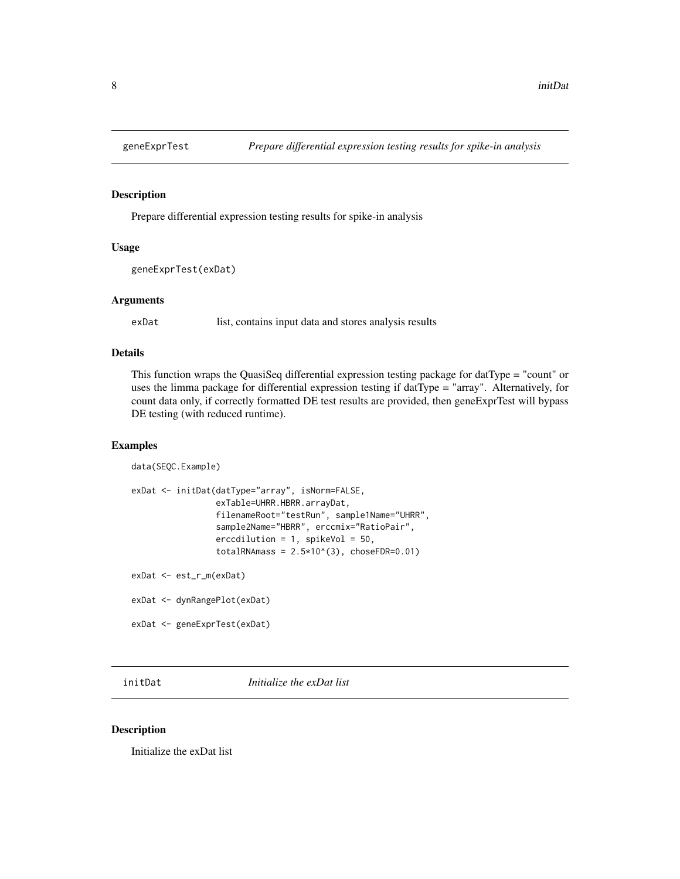## geneExprTest — *Prepare differential expression testing results for spike-in analysis*

### Description

Prepare differential expression testing results for spike-in analysis

### Usage

```
geneExprTest(exDat)
```

### Arguments

| | |
|---|---|
| exDat | list, contains input data and stores analysis results |

### Details

This function wraps the QuasiSeq differential expression testing package for datType = "count" or uses the limma package for differential expression testing if datType = "array". Alternatively, for count data only, if correctly formatted DE test results are provided, then geneExprTest will bypass DE testing (with reduced runtime).

### Examples

```
data(SEQC.Example)

exDat <- initDat(datType="array", isNorm=FALSE,
                 exTable=UHRR.HBRR.arrayDat,
                 filenameRoot="testRun", sample1Name="UHRR",
                 sample2Name="HBRR", erccmix="RatioPair",
                 erccdilution = 1, spikeVol = 50,
                 totalRNAmass = 2.5*10^(3), choseFDR=0.01)

exDat <- est_r_m(exDat)

exDat <- dynRangePlot(exDat)

exDat <- geneExprTest(exDat)
```

## initDat — *Initialize the exDat list*

### Description

Initialize the exDat list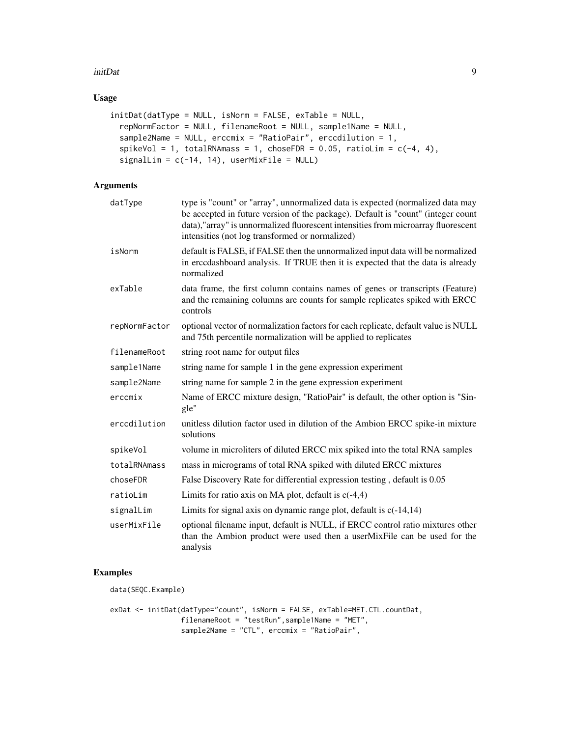## Usage

```
initDat(datType = NULL, isNorm = FALSE, exTable = NULL,
  repNormFactor = NULL, filenameRoot = NULL, sample1Name = NULL,
  sample2Name = NULL, erccmix = "RatioPair", erccdilution = 1,
  spikeVol = 1, totalRNAmass = 1, choseFDR = 0.05, ratioLim = c(-4, 4),
  signalLim = c(-14, 14), userMixFile = NULL)
```

## Arguments

| | |
|---|---|
| `datType` | type is "count" or "array", unnormalized data is expected (normalized data may be accepted in future version of the package). Default is "count" (integer count data),"array" is unnormalized fluorescent intensities from microarray fluorescent intensities (not log transformed or normalized) |
| `isNorm` | default is FALSE, if FALSE then the unnormalized input data will be normalized in erccdashboard analysis. If TRUE then it is expected that the data is already normalized |
| `exTable` | data frame, the first column contains names of genes or transcripts (Feature) and the remaining columns are counts for sample replicates spiked with ERCC controls |
| `repNormFactor` | optional vector of normalization factors for each replicate, default value is NULL and 75th percentile normalization will be applied to replicates |
| `filenameRoot` | string root name for output files |
| `sample1Name` | string name for sample 1 in the gene expression experiment |
| `sample2Name` | string name for sample 2 in the gene expression experiment |
| `erccmix` | Name of ERCC mixture design, "RatioPair" is default, the other option is "Single" |
| `erccdilution` | unitless dilution factor used in dilution of the Ambion ERCC spike-in mixture solutions |
| `spikeVol` | volume in microliters of diluted ERCC mix spiked into the total RNA samples |
| `totalRNAmass` | mass in micrograms of total RNA spiked with diluted ERCC mixtures |
| `choseFDR` | False Discovery Rate for differential expression testing , default is 0.05 |
| `ratioLim` | Limits for ratio axis on MA plot, default is c(-4,4) |
| `signalLim` | Limits for signal axis on dynamic range plot, default is c(-14,14) |
| `userMixFile` | optional filename input, default is NULL, if ERCC control ratio mixtures other than the Ambion product were used then a userMixFile can be used for the analysis |

## Examples

```
data(SEQC.Example)

exDat <- initDat(datType="count", isNorm = FALSE, exTable=MET.CTL.countDat,
                 filenameRoot = "testRun",sample1Name = "MET",
                 sample2Name = "CTL", erccmix = "RatioPair",
```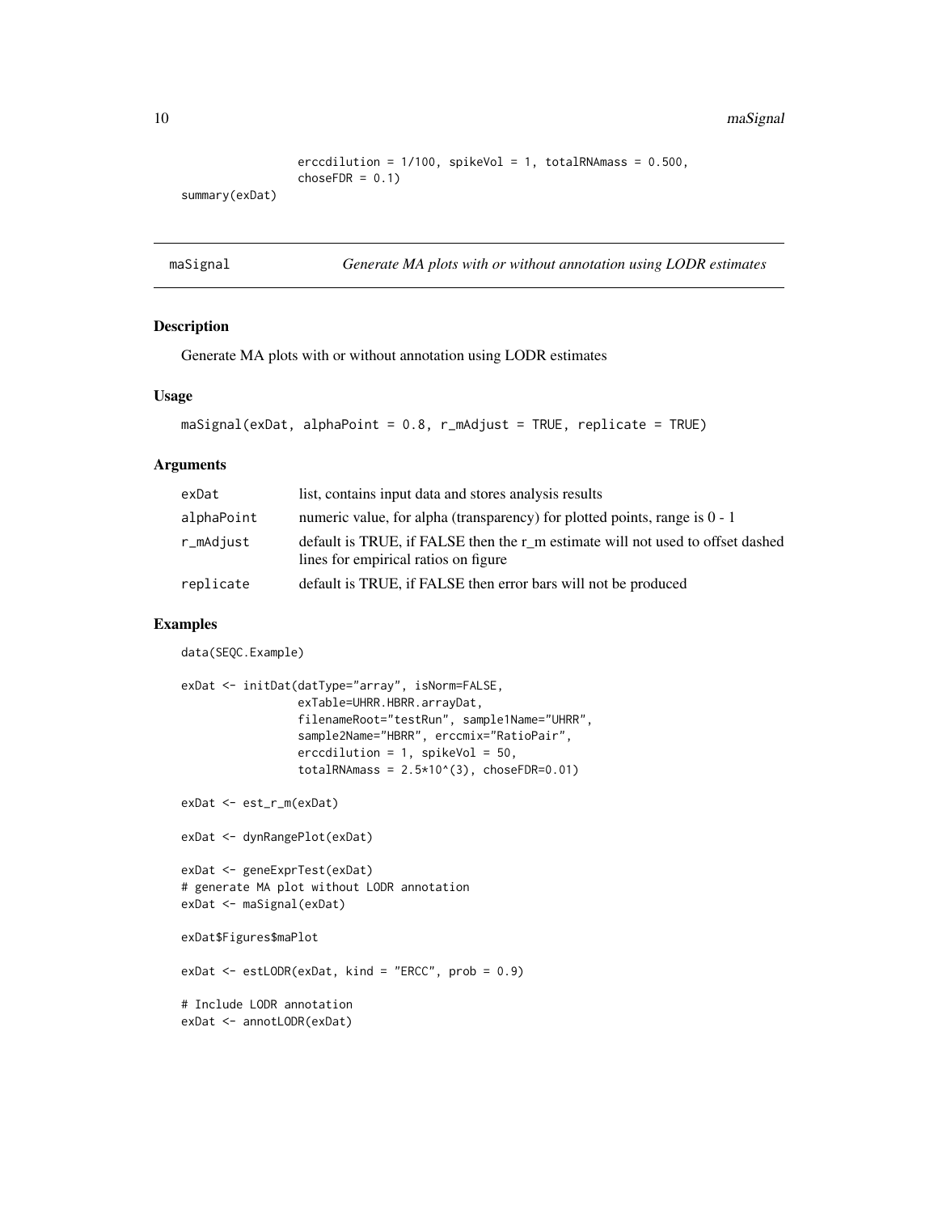```
                erccdilution = 1/100, spikeVol = 1, totalRNAmass = 0.500,
                choseFDR = 0.1)
summary(exDat)
```

## maSignal — *Generate MA plots with or without annotation using LODR estimates*

### Description

Generate MA plots with or without annotation using LODR estimates

### Usage

```
maSignal(exDat, alphaPoint = 0.8, r_mAdjust = TRUE, replicate = TRUE)
```

### Arguments

| Argument | Description |
|---|---|
| exDat | list, contains input data and stores analysis results |
| alphaPoint | numeric value, for alpha (transparency) for plotted points, range is 0 - 1 |
| r_mAdjust | default is TRUE, if FALSE then the r_m estimate will not used to offset dashed lines for empirical ratios on figure |
| replicate | default is TRUE, if FALSE then error bars will not be produced |

### Examples

```
data(SEQC.Example)

exDat <- initDat(datType="array", isNorm=FALSE,
                exTable=UHRR.HBRR.arrayDat,
                filenameRoot="testRun", sample1Name="UHRR",
                sample2Name="HBRR", erccmix="RatioPair",
                erccdilution = 1, spikeVol = 50,
                totalRNAmass = 2.5*10^(3), choseFDR=0.01)

exDat <- est_r_m(exDat)

exDat <- dynRangePlot(exDat)

exDat <- geneExprTest(exDat)
# generate MA plot without LODR annotation
exDat <- maSignal(exDat)

exDat$Figures$maPlot

exDat <- estLODR(exDat, kind = "ERCC", prob = 0.9)

# Include LODR annotation
exDat <- annotLODR(exDat)
```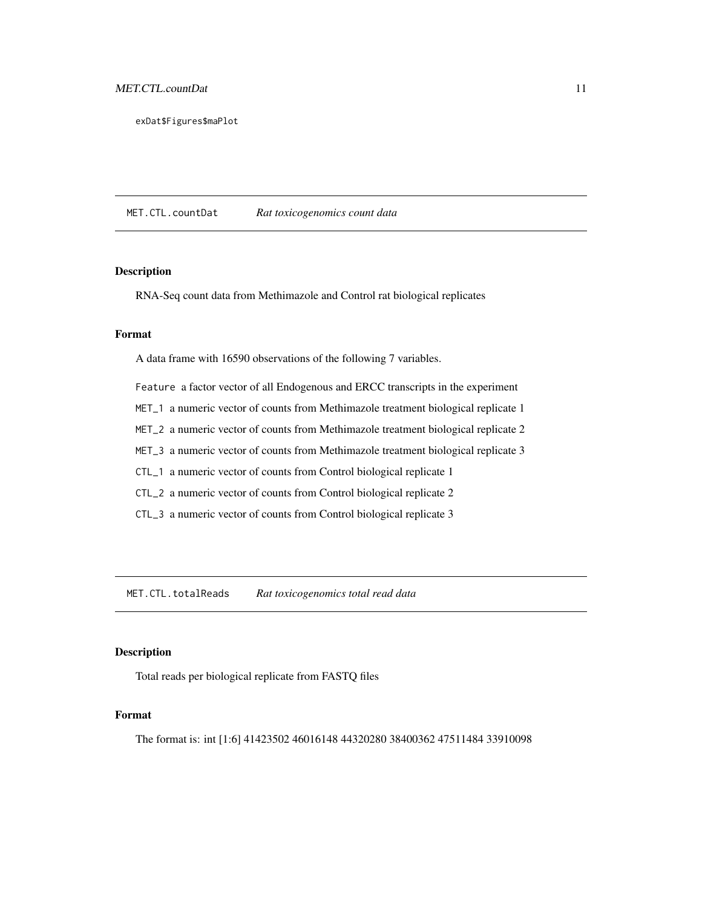```
exDat$Figures$maPlot
```

## MET.CTL.countDat *Rat toxicogenomics count data*

### Description

RNA-Seq count data from Methimazole and Control rat biological replicates

### Format

A data frame with 16590 observations of the following 7 variables.

- `Feature` a factor vector of all Endogenous and ERCC transcripts in the experiment
- `MET_1` a numeric vector of counts from Methimazole treatment biological replicate 1
- `MET_2` a numeric vector of counts from Methimazole treatment biological replicate 2
- `MET_3` a numeric vector of counts from Methimazole treatment biological replicate 3
- `CTL_1` a numeric vector of counts from Control biological replicate 1
- `CTL_2` a numeric vector of counts from Control biological replicate 2
- `CTL_3` a numeric vector of counts from Control biological replicate 3

## MET.CTL.totalReads *Rat toxicogenomics total read data*

### Description

Total reads per biological replicate from FASTQ files

### Format

The format is: int [1:6] 41423502 46016148 44320280 38400362 47511484 33910098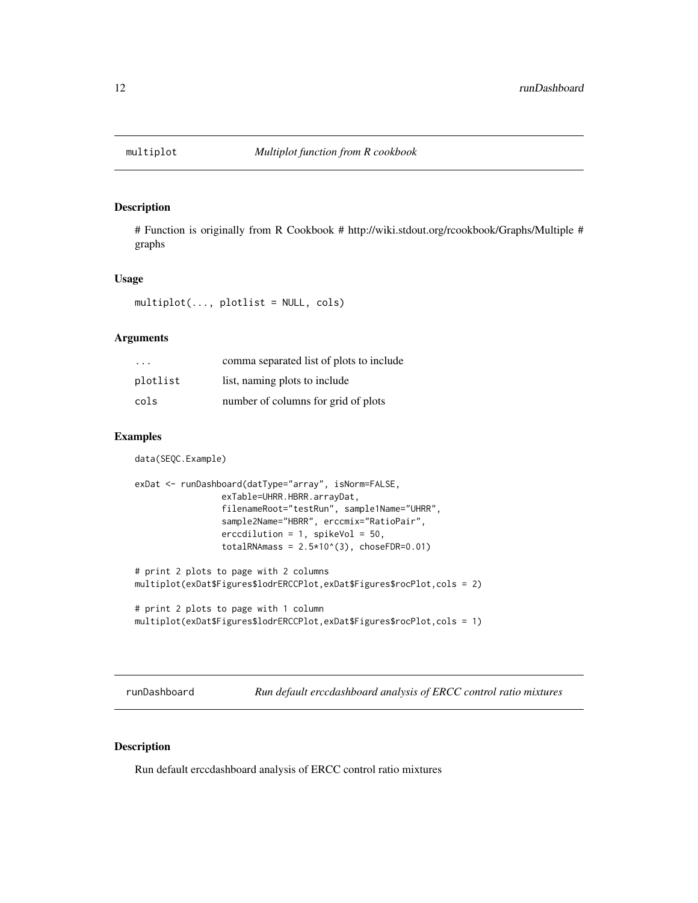## multiplot — *Multiplot function from R cookbook*

### Description

# Function is originally from R Cookbook # http://wiki.stdout.org/rcookbook/Graphs/Multiple # graphs

### Usage

```
multiplot(..., plotlist = NULL, cols)
```

### Arguments

| | |
|---|---|
| ... | comma separated list of plots to include |
| plotlist | list, naming plots to include |
| cols | number of columns for grid of plots |

### Examples

```
data(SEQC.Example)

exDat <- runDashboard(datType="array", isNorm=FALSE,
                 exTable=UHRR.HBRR.arrayDat,
                 filenameRoot="testRun", sample1Name="UHRR",
                 sample2Name="HBRR", erccmix="RatioPair",
                 erccdilution = 1, spikeVol = 50,
                 totalRNAmass = 2.5*10^(3), choseFDR=0.01)

# print 2 plots to page with 2 columns
multiplot(exDat$Figures$lodrERCCPlot,exDat$Figures$rocPlot,cols = 2)

# print 2 plots to page with 1 column
multiplot(exDat$Figures$lodrERCCPlot,exDat$Figures$rocPlot,cols = 1)
```

## runDashboard — *Run default erccdashboard analysis of ERCC control ratio mixtures*

### Description

Run default erccdashboard analysis of ERCC control ratio mixtures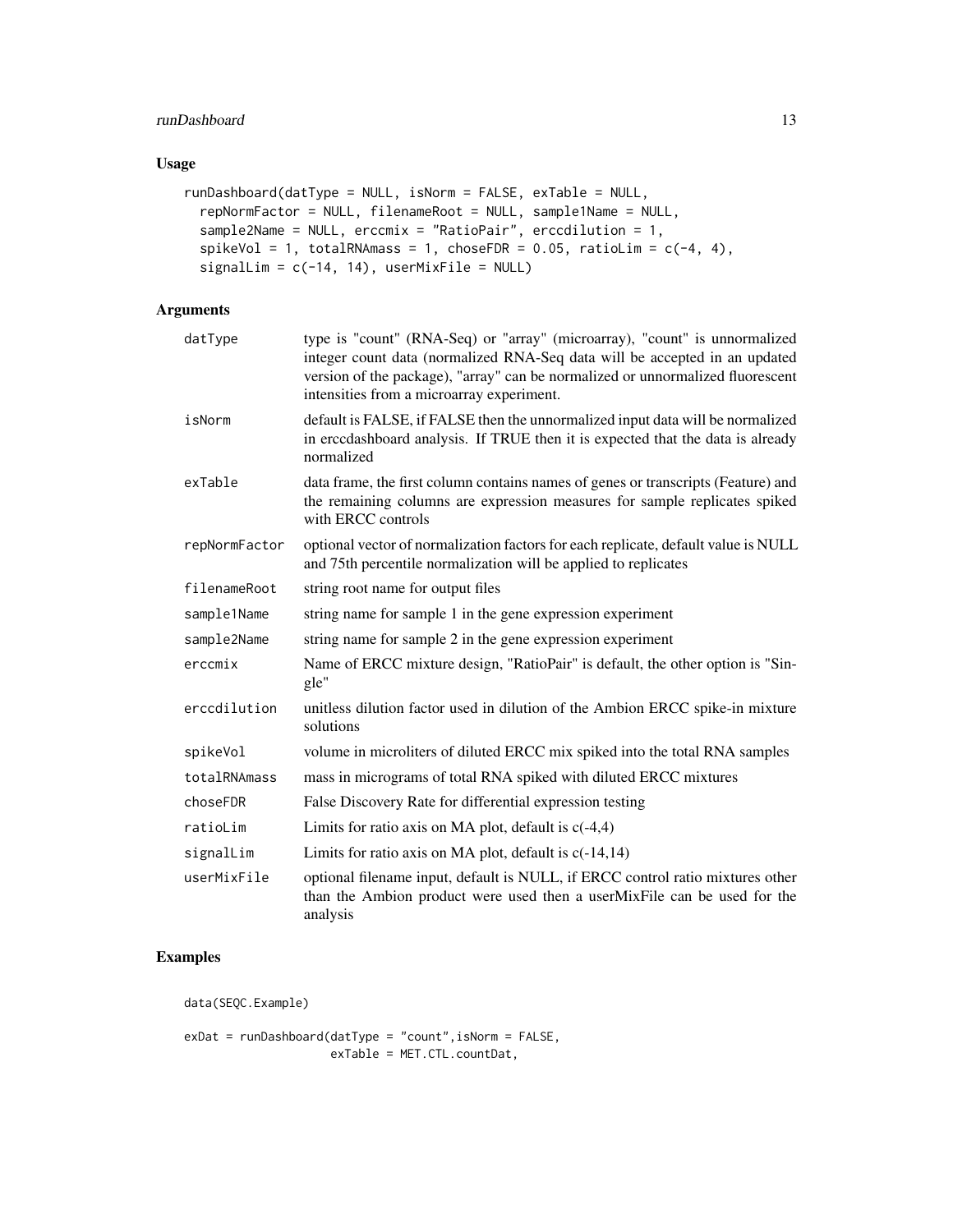## Usage

```
runDashboard(datType = NULL, isNorm = FALSE, exTable = NULL,
  repNormFactor = NULL, filenameRoot = NULL, sample1Name = NULL,
  sample2Name = NULL, erccmix = "RatioPair", erccdilution = 1,
  spikeVol = 1, totalRNAmass = 1, choseFDR = 0.05, ratioLim = c(-4, 4),
  signalLim = c(-14, 14), userMixFile = NULL)
```

## Arguments

| | |
|---|---|
| datType | type is "count" (RNA-Seq) or "array" (microarray), "count" is unnormalized integer count data (normalized RNA-Seq data will be accepted in an updated version of the package), "array" can be normalized or unnormalized fluorescent intensities from a microarray experiment. |
| isNorm | default is FALSE, if FALSE then the unnormalized input data will be normalized in erccdashboard analysis. If TRUE then it is expected that the data is already normalized |
| exTable | data frame, the first column contains names of genes or transcripts (Feature) and the remaining columns are expression measures for sample replicates spiked with ERCC controls |
| repNormFactor | optional vector of normalization factors for each replicate, default value is NULL and 75th percentile normalization will be applied to replicates |
| filenameRoot | string root name for output files |
| sample1Name | string name for sample 1 in the gene expression experiment |
| sample2Name | string name for sample 2 in the gene expression experiment |
| erccmix | Name of ERCC mixture design, "RatioPair" is default, the other option is "Single" |
| erccdilution | unitless dilution factor used in dilution of the Ambion ERCC spike-in mixture solutions |
| spikeVol | volume in microliters of diluted ERCC mix spiked into the total RNA samples |
| totalRNAmass | mass in micrograms of total RNA spiked with diluted ERCC mixtures |
| choseFDR | False Discovery Rate for differential expression testing |
| ratioLim | Limits for ratio axis on MA plot, default is c(-4,4) |
| signalLim | Limits for ratio axis on MA plot, default is c(-14,14) |
| userMixFile | optional filename input, default is NULL, if ERCC control ratio mixtures other than the Ambion product were used then a userMixFile can be used for the analysis |

## Examples

```
data(SEQC.Example)

exDat = runDashboard(datType = "count",isNorm = FALSE,
                     exTable = MET.CTL.countDat,
```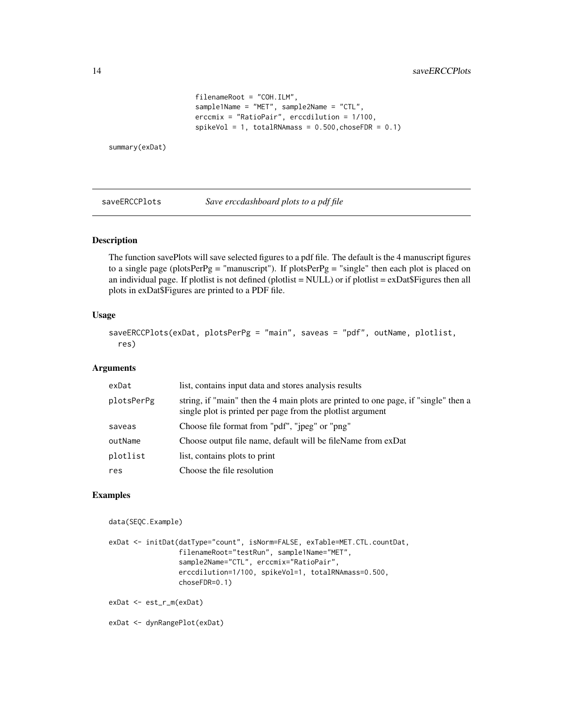```
                filenameRoot = "COH.ILM",
                sample1Name = "MET", sample2Name = "CTL",
                erccmix = "RatioPair", erccdilution = 1/100,
                spikeVol = 1, totalRNAmass = 0.500,choseFDR = 0.1)

summary(exDat)
```

## saveERCCPlots *Save erccdashboard plots to a pdf file*

### Description

The function savePlots will save selected figures to a pdf file. The default is the 4 manuscript figures to a single page (plotsPerPg = "manuscript"). If plotsPerPg = "single" then each plot is placed on an individual page. If plotlist is not defined (plotlist = NULL) or if plotlist = exDat$Figures then all plots in exDat$Figures are printed to a PDF file.

### Usage

```
saveERCCPlots(exDat, plotsPerPg = "main", saveas = "pdf", outName, plotlist,
  res)
```

### Arguments

| | |
|---|---|
| exDat | list, contains input data and stores analysis results |
| plotsPerPg | string, if "main" then the 4 main plots are printed to one page, if "single" then a single plot is printed per page from the plotlist argument |
| saveas | Choose file format from "pdf", "jpeg" or "png" |
| outName | Choose output file name, default will be fileName from exDat |
| plotlist | list, contains plots to print |
| res | Choose the file resolution |

### Examples

```
data(SEQC.Example)

exDat <- initDat(datType="count", isNorm=FALSE, exTable=MET.CTL.countDat,
                 filenameRoot="testRun", sample1Name="MET",
                 sample2Name="CTL", erccmix="RatioPair",
                 erccdilution=1/100, spikeVol=1, totalRNAmass=0.500,
                 choseFDR=0.1)

exDat <- est_r_m(exDat)

exDat <- dynRangePlot(exDat)
```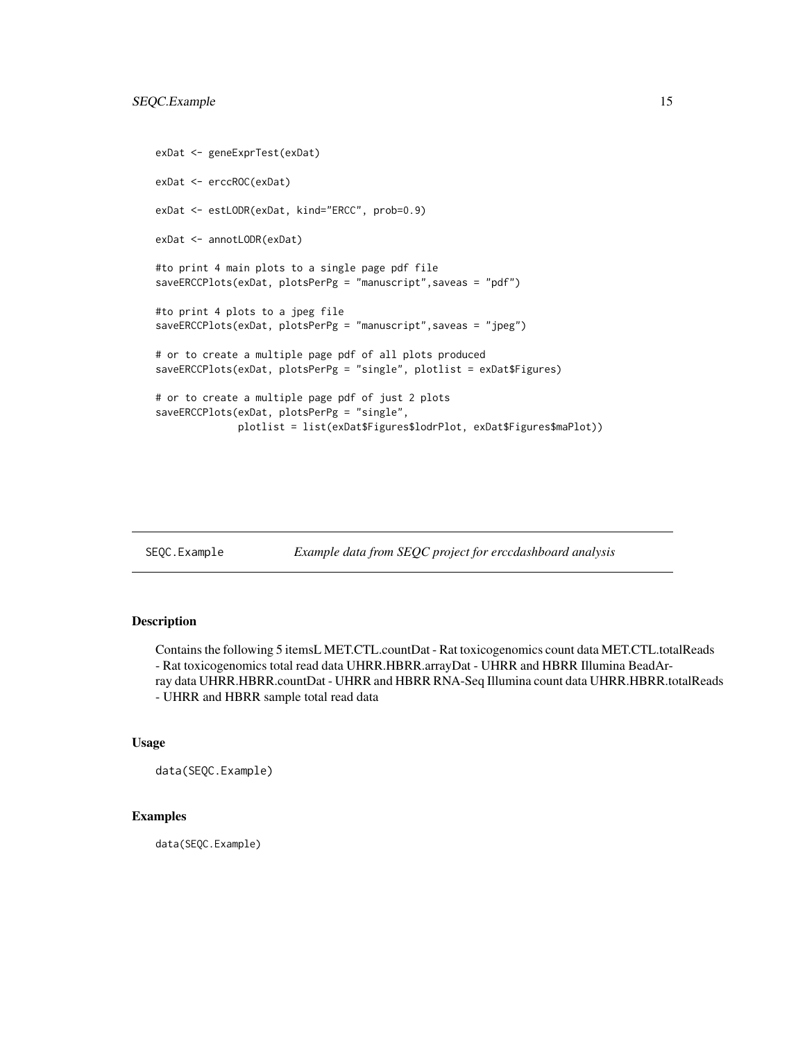```
exDat <- geneExprTest(exDat)

exDat <- erccROC(exDat)

exDat <- estLODR(exDat, kind="ERCC", prob=0.9)

exDat <- annotLODR(exDat)

#to print 4 main plots to a single page pdf file
saveERCCPlots(exDat, plotsPerPg = "manuscript",saveas = "pdf")

#to print 4 plots to a jpeg file
saveERCCPlots(exDat, plotsPerPg = "manuscript",saveas = "jpeg")

# or to create a multiple page pdf of all plots produced
saveERCCPlots(exDat, plotsPerPg = "single", plotlist = exDat$Figures)

# or to create a multiple page pdf of just 2 plots
saveERCCPlots(exDat, plotsPerPg = "single",
              plotlist = list(exDat$Figures$lodrPlot, exDat$Figures$maPlot))
```

---

## SEQC.Example — *Example data from SEQC project for erccdashboard analysis*

---

### Description

Contains the following 5 itemsL MET.CTL.countDat - Rat toxicogenomics count data MET.CTL.totalReads - Rat toxicogenomics total read data UHRR.HBRR.arrayDat - UHRR and HBRR Illumina BeadArray data UHRR.HBRR.countDat - UHRR and HBRR RNA-Seq Illumina count data UHRR.HBRR.totalReads - UHRR and HBRR sample total read data

### Usage

```
data(SEQC.Example)
```

### Examples

```
data(SEQC.Example)
```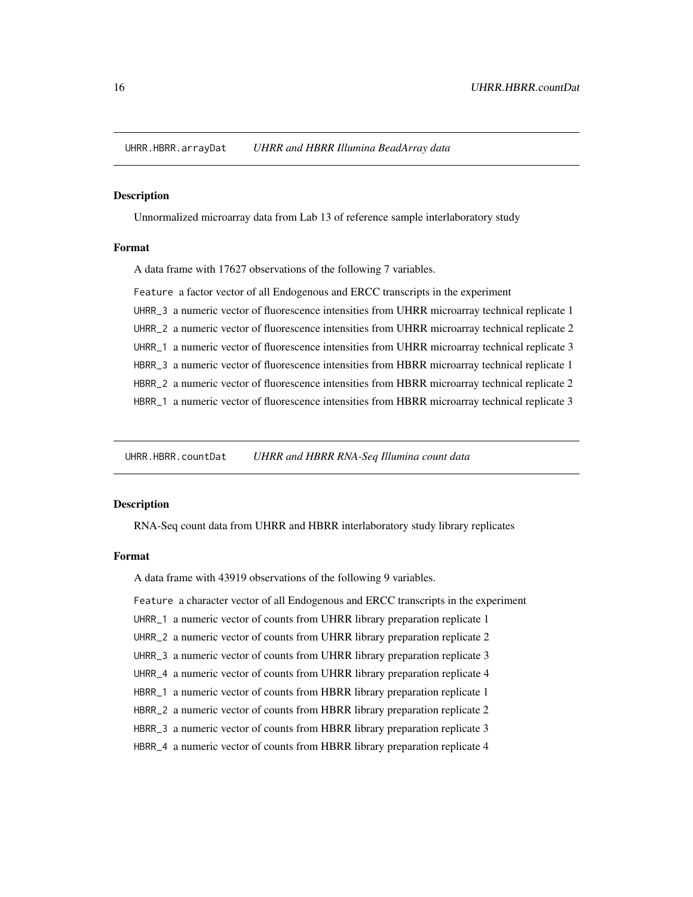## UHRR.HBRR.arrayDat *UHRR and HBRR Illumina BeadArray data*

### Description

Unnormalized microarray data from Lab 13 of reference sample interlaboratory study

### Format

A data frame with 17627 observations of the following 7 variables.

- `Feature` a factor vector of all Endogenous and ERCC transcripts in the experiment
- `UHRR_3` a numeric vector of fluorescence intensities from UHRR microarray technical replicate 1
- `UHRR_2` a numeric vector of fluorescence intensities from UHRR microarray technical replicate 2
- `UHRR_1` a numeric vector of fluorescence intensities from UHRR microarray technical replicate 3
- `HBRR_3` a numeric vector of fluorescence intensities from HBRR microarray technical replicate 1
- `HBRR_2` a numeric vector of fluorescence intensities from HBRR microarray technical replicate 2
- `HBRR_1` a numeric vector of fluorescence intensities from HBRR microarray technical replicate 3

## UHRR.HBRR.countDat *UHRR and HBRR RNA-Seq Illumina count data*

### Description

RNA-Seq count data from UHRR and HBRR interlaboratory study library replicates

### Format

A data frame with 43919 observations of the following 9 variables.

- `Feature` a character vector of all Endogenous and ERCC transcripts in the experiment
- `UHRR_1` a numeric vector of counts from UHRR library preparation replicate 1
- `UHRR_2` a numeric vector of counts from UHRR library preparation replicate 2
- `UHRR_3` a numeric vector of counts from UHRR library preparation replicate 3
- `UHRR_4` a numeric vector of counts from UHRR library preparation replicate 4
- `HBRR_1` a numeric vector of counts from HBRR library preparation replicate 1
- `HBRR_2` a numeric vector of counts from HBRR library preparation replicate 2
- `HBRR_3` a numeric vector of counts from HBRR library preparation replicate 3
- `HBRR_4` a numeric vector of counts from HBRR library preparation replicate 4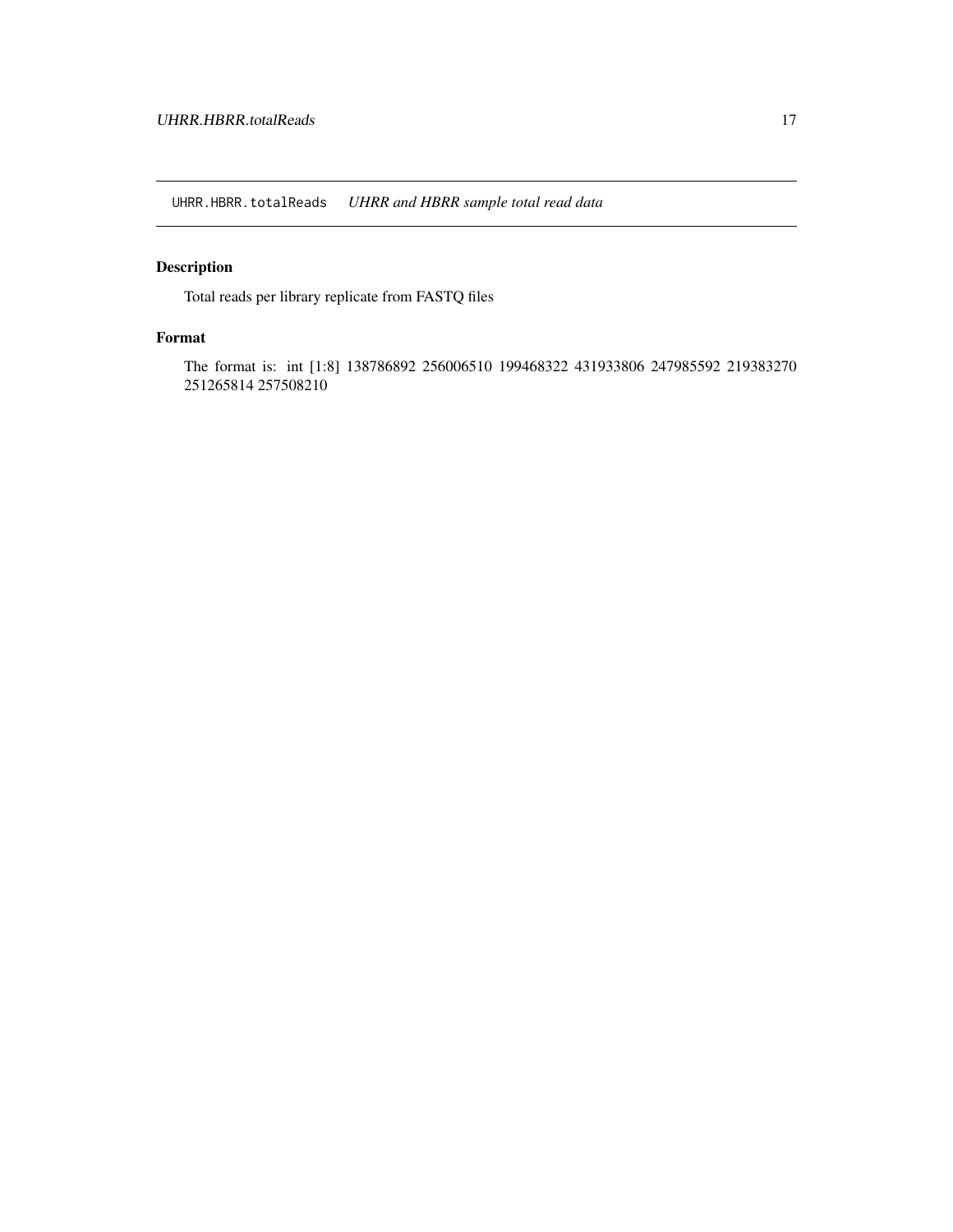## UHRR.HBRR.totalReads — *UHRR and HBRR sample total read data*

### Description

Total reads per library replicate from FASTQ files

### Format

The format is: int [1:8] 138786892 256006510 199468322 431933806 247985592 219383270 251265814 257508210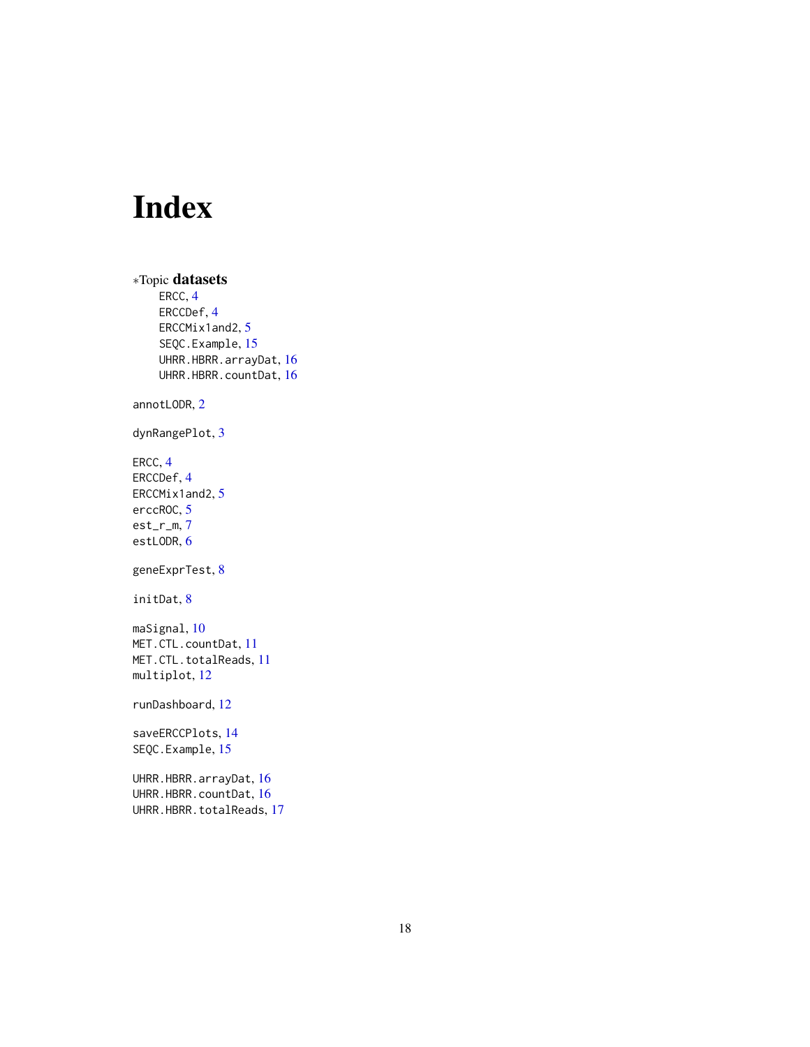# Index

*Topic **datasets**
  ERCC, 4
  ERCCDef, 4
  ERCCMix1and2, 5
  SEQC.Example, 15
  UHRR.HBRR.arrayDat, 16
  UHRR.HBRR.countDat, 16

annotLODR, 2

dynRangePlot, 3

ERCC, 4
ERCCDef, 4
ERCCMix1and2, 5
erccROC, 5
est_r_m, 7
estLODR, 6

geneExprTest, 8

initDat, 8

maSignal, 10
MET.CTL.countDat, 11
MET.CTL.totalReads, 11
multiplot, 12

runDashboard, 12

saveERCCPlots, 14
SEQC.Example, 15

UHRR.HBRR.arrayDat, 16
UHRR.HBRR.countDat, 16
UHRR.HBRR.totalReads, 17